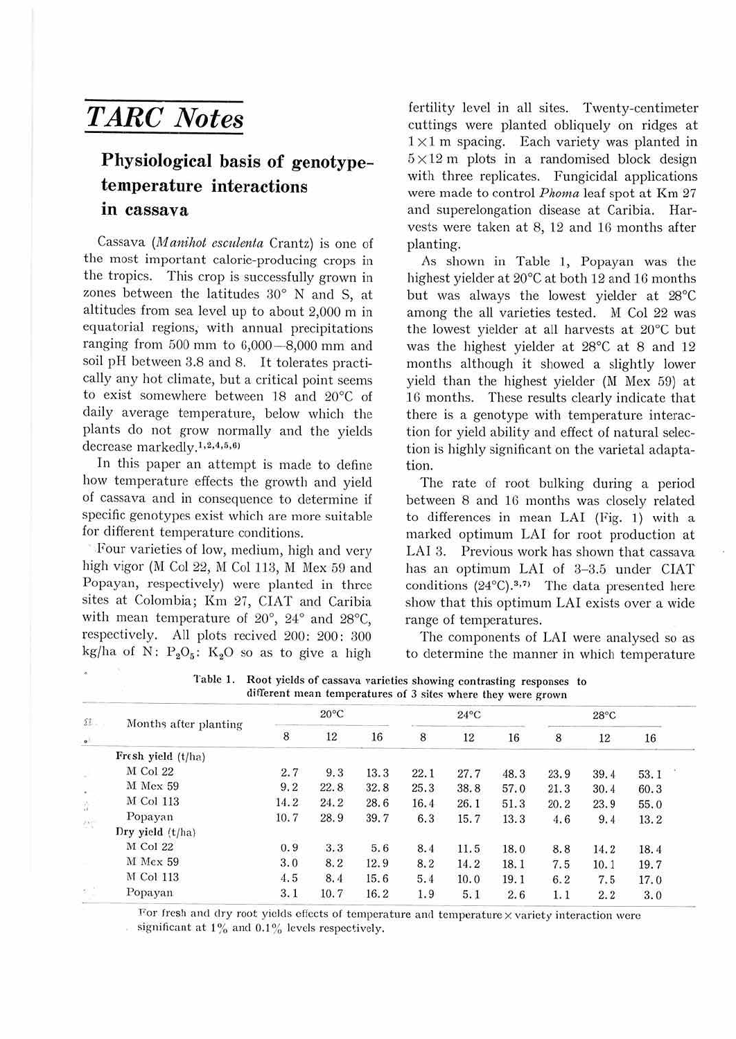# TARC Notes

## Physiological basis of genotype-temperature interactions in cassava

Cassava (*Manihot esculenta* Crantz) is one of the most important caloric-producing crops in the tropics. This crop is successfully grown in zones between the latitudes 30° N and S, at altitudes from sea level up to about 2,000 m in equatorial regions, with annual precipitations ranging from 500 mm to 6,000–8,000 mm and soil pH between 3.8 and 8. It tolerates practically any hot climate, but a critical point seems to exist somewhere between 18 and 20°C of daily average temperature, below which the plants do not grow normally and the yields decrease markedly.[1,2,4,5,6]

In this paper an attempt is made to define how temperature effects the growth and yield of cassava and in consequence to determine if specific genotypes exist which are more suitable for different temperature conditions.

Four varieties of low, medium, high and very high vigor (M Col 22, M Col 113, M Mex 59 and Popayan, respectively) were planted in three sites at Colombia; Km 27, CIAT and Caribia with mean temperature of 20°, 24° and 28°C, respectively. All plots recived 200: 200: 300 kg/ha of N: $P_2O_5$: $K_2O$ so as to give a high fertility level in all sites. Twenty-centimeter cuttings were planted obliquely on ridges at 1×1 m spacing. Each variety was planted in 5×12 m plots in a randomised block design with three replicates. Fungicidal applications were made to control *Phoma* leaf spot at Km 27 and superelongation disease at Caribia. Harvests were taken at 8, 12 and 16 months after planting.

As shown in Table 1, Popayan was the highest yielder at 20°C at both 12 and 16 months but was always the lowest yielder at 28°C among the all varieties tested. M Col 22 was the lowest yielder at all harvests at 20°C but was the highest yielder at 28°C at 8 and 12 months although it showed a slightly lower yield than the highest yielder (M Mex 59) at 16 months. These results clearly indicate that there is a genotype with temperature interaction for yield ability and effect of natural selection is highly significant on the varietal adaptation.

The rate of root bulking during a period between 8 and 16 months was closely related to differences in mean LAI (Fig. 1) with a marked optimum LAI for root production at LAI 3. Previous work has shown that cassava has an optimum LAI of 3–3.5 under CIAT conditions (24°C).[3,7] The data presented here show that this optimum LAI exists over a wide range of temperatures.

The components of LAI were analysed so as to determine the manner in which temperature

Table 1. Root yields of cassava varieties showing contrasting responses to different mean temperatures of 3 sites where they were grown

| Months after planting | 20°C | | | 24°C | | | 28°C | | |
|---|---|---|---|---|---|---|---|---|---|
| | 8 | 12 | 16 | 8 | 12 | 16 | 8 | 12 | 16 |
| **Fresh yield (t/ha)** | | | | | | | | | |
| M Col 22 | 2.7 | 9.3 | 13.3 | 22.1 | 27.7 | 48.3 | 23.9 | 39.4 | 53.1 |
| M Mex 59 | 9.2 | 22.8 | 32.8 | 25.3 | 38.8 | 57.0 | 21.3 | 30.4 | 60.3 |
| M Col 113 | 14.2 | 24.2 | 28.6 | 16.4 | 26.1 | 51.3 | 20.2 | 23.9 | 55.0 |
| Popayan | 10.7 | 28.9 | 39.7 | 6.3 | 15.7 | 13.3 | 4.6 | 9.4 | 13.2 |
| **Dry yield (t/ha)** | | | | | | | | | |
| M Col 22 | 0.9 | 3.3 | 5.6 | 8.4 | 11.5 | 18.0 | 8.8 | 14.2 | 18.4 |
| M Mex 59 | 3.0 | 8.2 | 12.9 | 8.2 | 14.2 | 18.1 | 7.5 | 10.1 | 19.7 |
| M Col 113 | 4.5 | 8.4 | 15.6 | 5.4 | 10.0 | 19.1 | 6.2 | 7.5 | 17.0 |
| Popayan | 3.1 | 10.7 | 16.2 | 1.9 | 5.1 | 2.6 | 1.1 | 2.2 | 3.0 |

For fresh and dry root yields effects of temperature and temperature × variety interaction were significant at 1% and 0.1% levels respectively.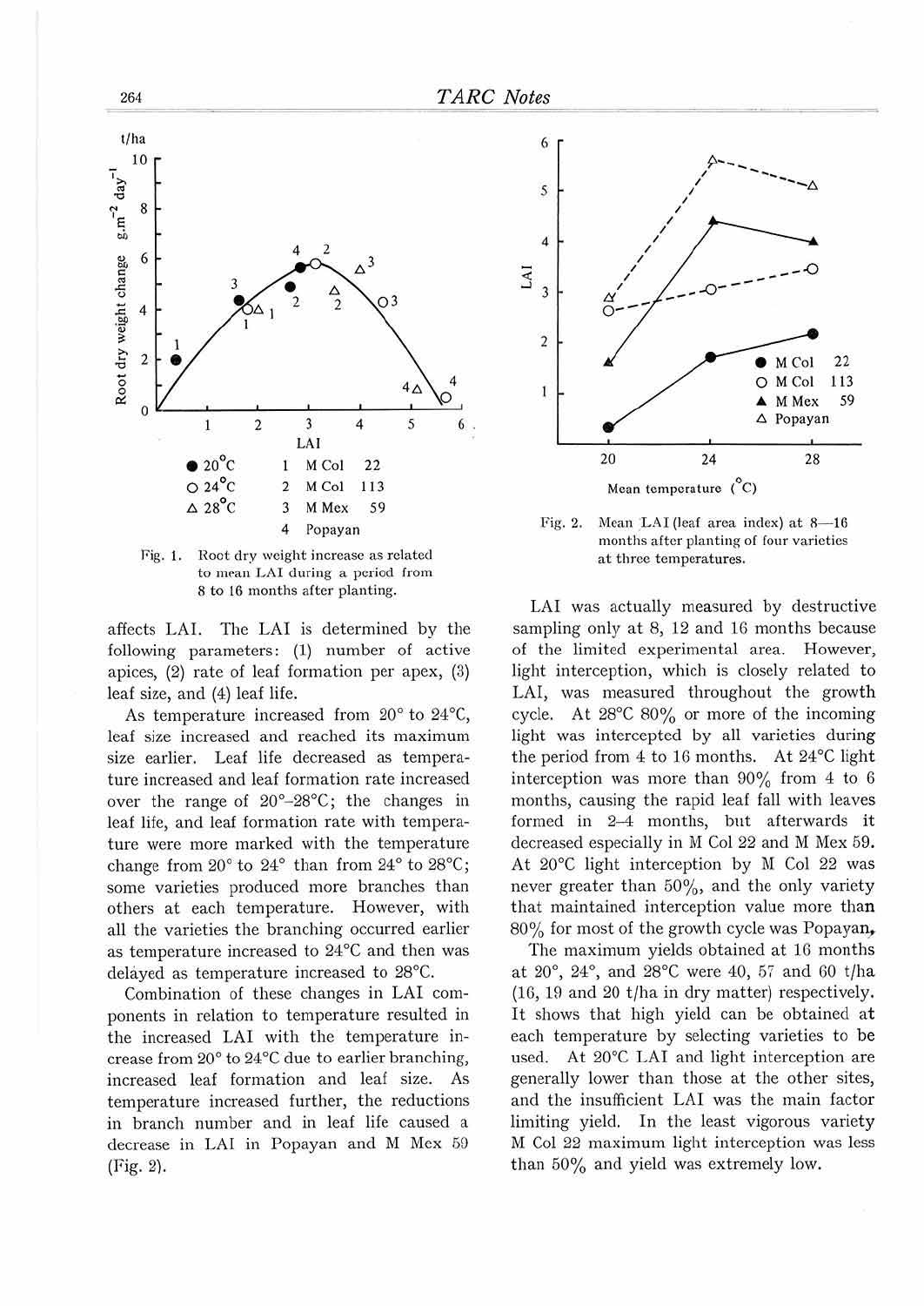Fig. 1. Root dry weight increase as related to mean LAI during a period from 8 to 16 months after planting.

affects LAI. The LAI is determined by the following parameters: (1) number of active apices, (2) rate of leaf formation per apex, (3) leaf size, and (4) leaf life.

As temperature increased from 20° to 24°C, leaf size increased and reached its maximum size earlier. Leaf life decreased as temperature increased and leaf formation rate increased over the range of 20°–28°C; the changes in leaf life, and leaf formation rate with temperature were more marked with the temperature change from 20° to 24° than from 24° to 28°C; some varieties produced more branches than others at each temperature. However, with all the varieties the branching occurred earlier as temperature increased to 24°C and then was delayed as temperature increased to 28°C.

Combination of these changes in LAI components in relation to temperature resulted in the increased LAI with the temperature increase from 20° to 24°C due to earlier branching, increased leaf formation and leaf size. As temperature increased further, the reductions in branch number and in leaf life caused a decrease in LAI in Popayan and M Mex 59 (Fig. 2).

Fig. 2. Mean LAI (leaf area index) at 8—16 months after planting of four varieties at three temperatures.

LAI was actually measured by destructive sampling only at 8, 12 and 16 months because of the limited experimental area. However, light interception, which is closely related to LAI, was measured throughout the growth cycle. At 28°C 80% or more of the incoming light was intercepted by all varieties during the period from 4 to 16 months. At 24°C light interception was more than 90% from 4 to 6 months, causing the rapid leaf fall with leaves formed in 2–4 months, but afterwards it decreased especially in M Col 22 and M Mex 59. At 20°C light interception by M Col 22 was never greater than 50%, and the only variety that maintained interception value more than 80% for most of the growth cycle was Popayan.

The maximum yields obtained at 16 months at 20°, 24°, and 28°C were 40, 57 and 60 t/ha (16, 19 and 20 t/ha in dry matter) respectively. It shows that high yield can be obtained at each temperature by selecting varieties to be used. At 20°C LAI and light interception are generally lower than those at the other sites, and the insufficient LAI was the main factor limiting yield. In the least vigorous variety M Col 22 maximum light interception was less than 50% and yield was extremely low.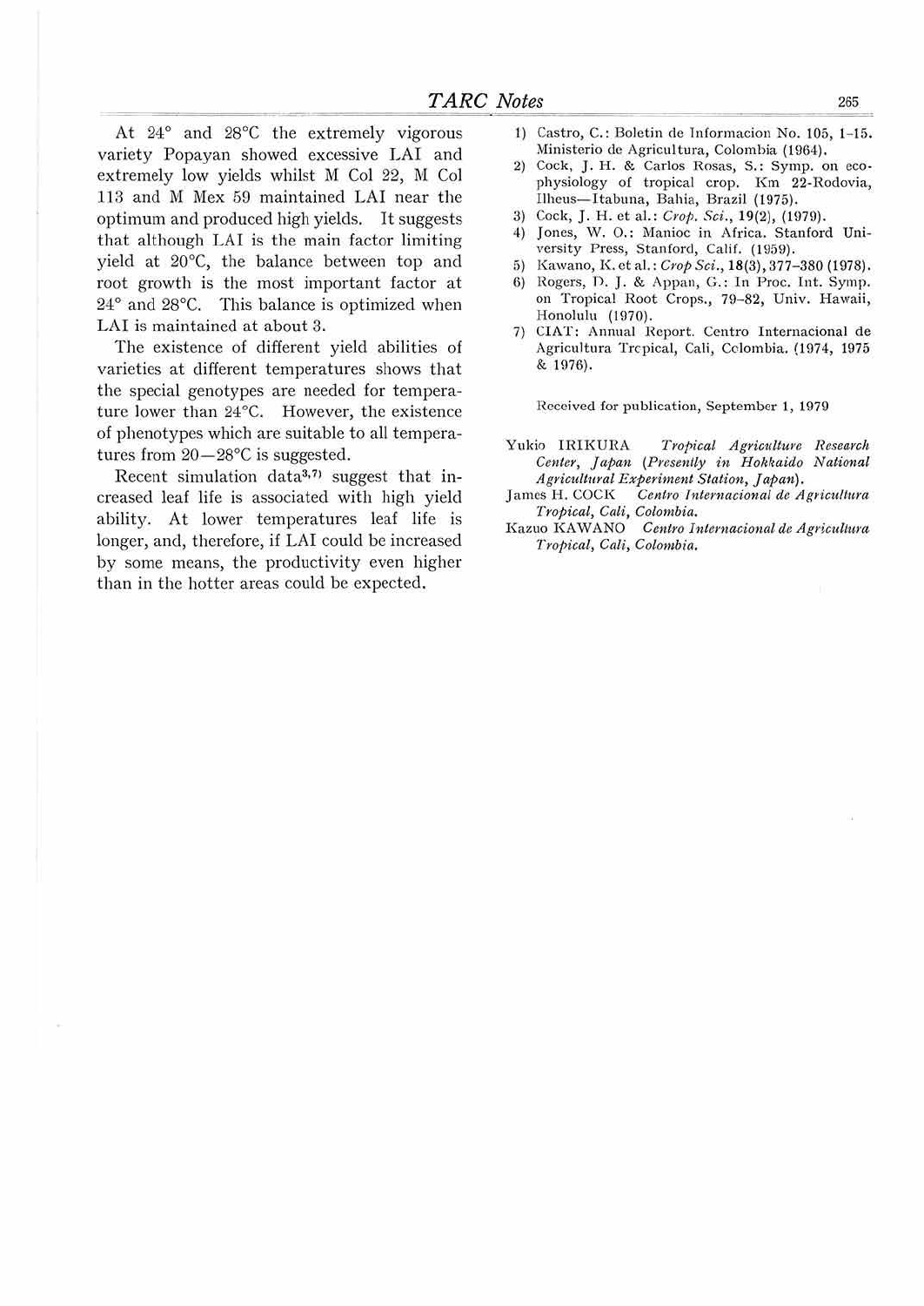At 24° and 28°C the extremely vigorous variety Popayan showed excessive LAI and extremely low yields whilst M Col 22, M Col 113 and M Mex 59 maintained LAI near the optimum and produced high yields. It suggests that although LAI is the main factor limiting yield at 20°C, the balance between top and root growth is the most important factor at 24° and 28°C. This balance is optimized when LAI is maintained at about 3.

The existence of different yield abilities of varieties at different temperatures shows that the special genotypes are needed for temperature lower than 24°C. However, the existence of phenotypes which are suitable to all temperatures from 20—28°C is suggested.

Recent simulation data[3,7] suggest that increased leaf life is associated with high yield ability. At lower temperatures leaf life is longer, and, therefore, if LAI could be increased by some means, the productivity even higher than in the hotter areas could be expected.

1) Castro, C.: Boletin de Informacion No. 105, 1–15. Ministerio de Agricultura, Colombia (1964).
2) Cock, J. H. & Carlos Rosas, S.: Symp. on ecophysiology of tropical crop. Km 22-Rodovia, Ilheus—Itabuna, Bahia, Brazil (1975).
3) Cock, J. H. et al.: *Crop. Sci.*, **19**(2), (1979).
4) Jones, W. O.: Manioc in Africa. Stanford University Press, Stanford, Calif. (1959).
5) Kawano, K. et al.: *Crop Sci.*, **18**(3), 377–380 (1978).
6) Rogers, D. J. & Appan, G.: In Proc. Int. Symp. on Tropical Root Crops., 79–82, Univ. Hawaii, Honolulu (1970).
7) CIAT: Annual Report. Centro Internacional de Agricultura Tropical, Cali, Colombia. (1974, 1975 & 1976).

Received for publication, September 1, 1979

Yukio IRIKURA *Tropical Agriculture Research Center, Japan (Presently in Hokkaido National Agricultural Experiment Station, Japan).*
James H. COCK *Centro Internacional de Agricultura Tropical, Cali, Colombia.*
Kazuo KAWANO *Centro Internacional de Agricultura Tropical, Cali, Colombia.*